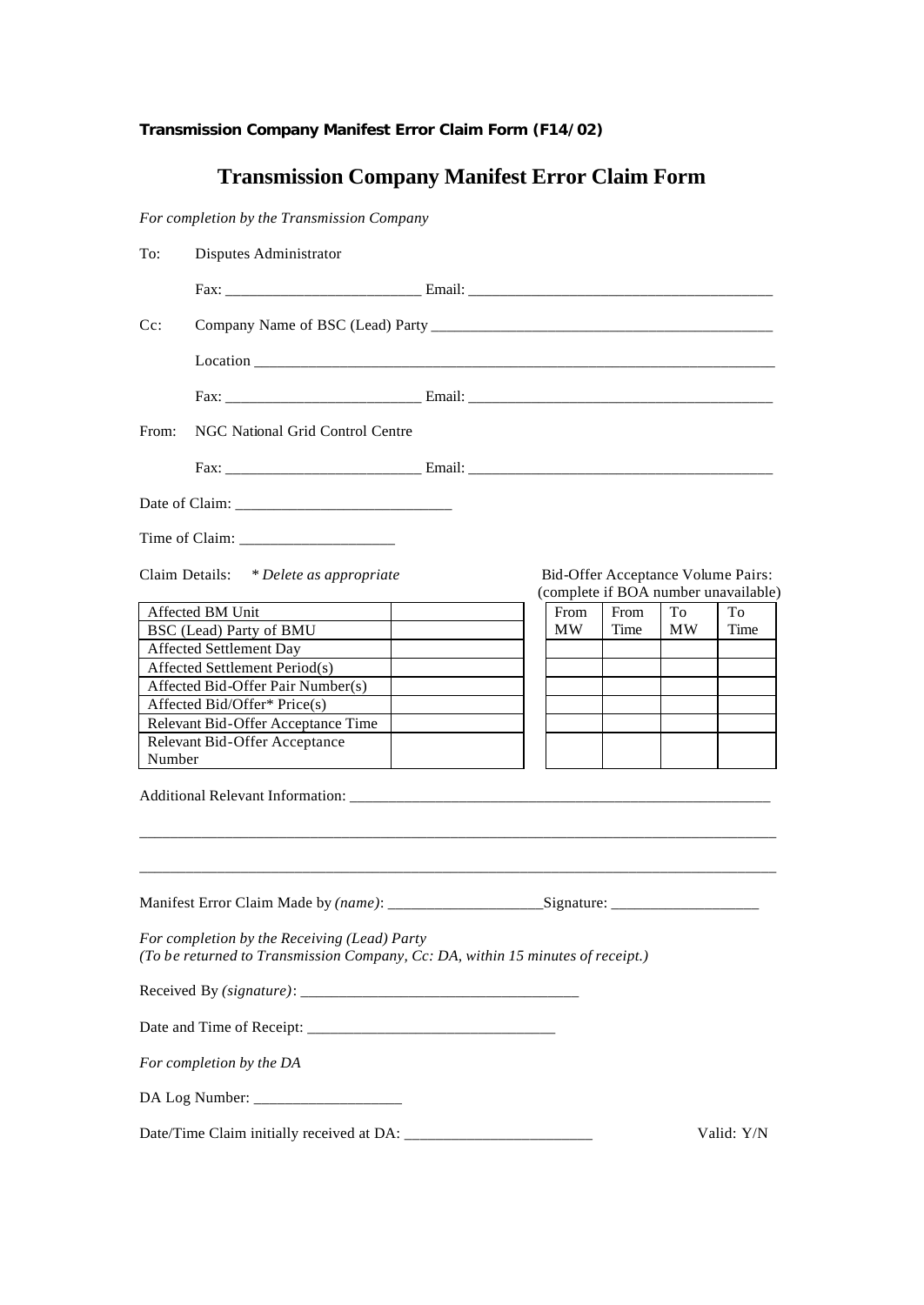**Transmission Company Manifest Error Claim Form (F14/02)**

# Transmission Company Manifest Error Claim Form

*For completion by the Transmission Company*

To: Disputes Administrator

Fax: _________________________ Email: _______________________________________

Cc: Company Name of BSC (Lead) Party _____________________________________________

Location ________________________________________________________________________

Fax: _________________________ Email: _______________________________________

From: NGC National Grid Control Centre

Fax: _________________________ Email: _______________________________________

Date of Claim: ____________________________

Time of Claim: ____________________

Claim Details: *\* Delete as appropriate*

| | |
|---|---|
| Affected BM Unit | |
| BSC (Lead) Party of BMU | |
| Affected Settlement Day | |
| Affected Settlement Period(s) | |
| Affected Bid-Offer Pair Number(s) | |
| Affected Bid/Offer* Price(s) | |
| Relevant Bid-Offer Acceptance Time | |
| Relevant Bid-Offer Acceptance Number | |

Bid-Offer Acceptance Volume Pairs: (complete if BOA number unavailable)

| From MW | From Time | To MW | To Time |
|---|---|---|---|
| | | | |
| | | | |
| | | | |
| | | | |
| | | | |
| | | | |
| | | | |

Additional Relevant Information: ________________________________________________________

_____________________________________________________________________________________

_____________________________________________________________________________________

Manifest Error Claim Made by *(name)*: ____________________Signature: ___________________

*For completion by the Receiving (Lead) Party*
*(To be returned to Transmission Company, Cc: DA, within 15 minutes of receipt.)*

Received By *(signature)*: ____________________________________

Date and Time of Receipt: ________________________________

*For completion by the DA*

DA Log Number: ___________________

Date/Time Claim initially received at DA: ________________________ Valid: Y/N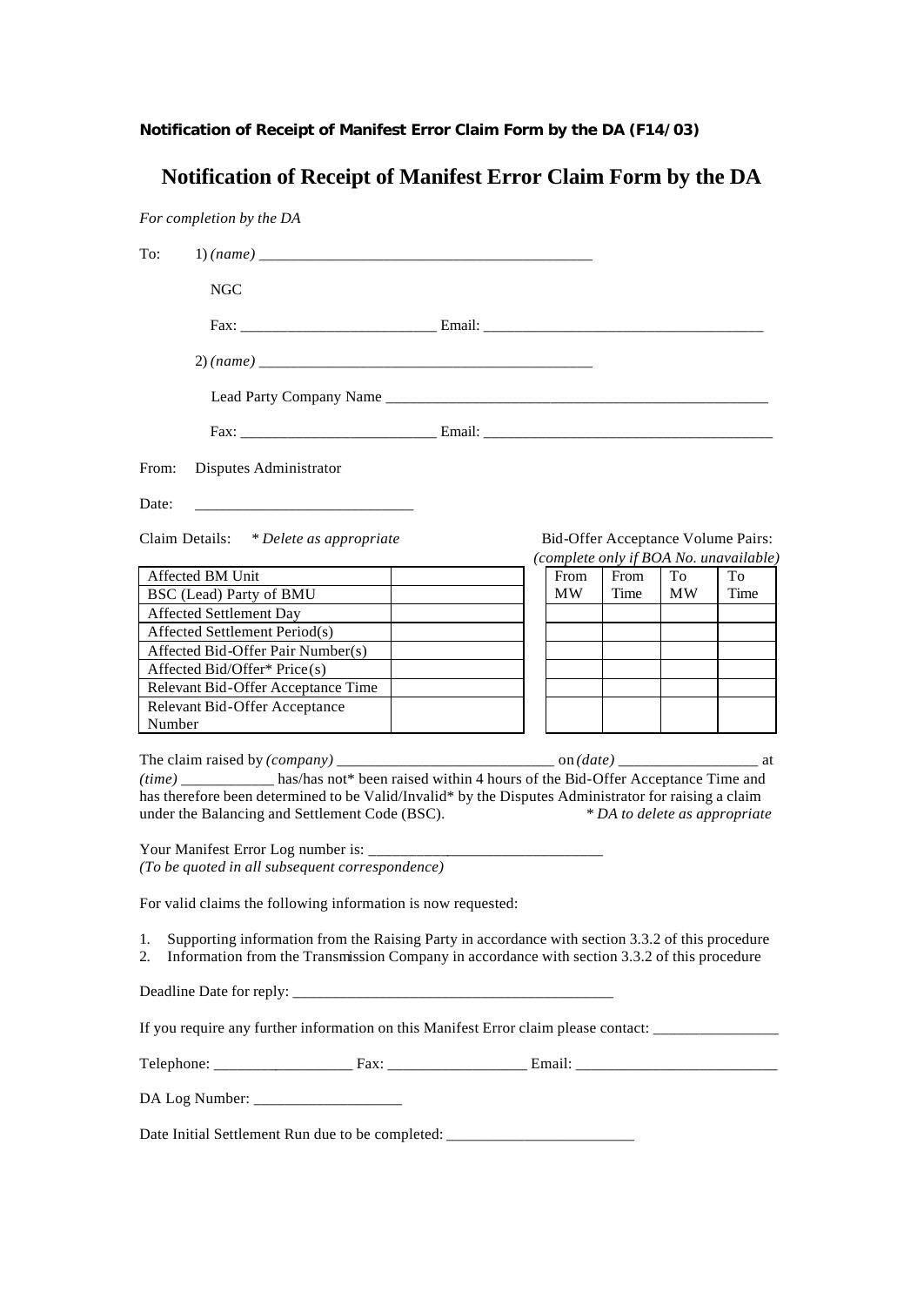**Notification of Receipt of Manifest Error Claim Form by the DA (F14/03)**

# Notification of Receipt of Manifest Error Claim Form by the DA

*For completion by the DA*

To: 1) *(name)* ___________________________________________

NGC

Fax: _________________________ Email: ____________________________________

2) *(name)* ___________________________________________

Lead Party Company Name __________________________________________________

Fax: _________________________ Email: _____________________________________

From: Disputes Administrator

Date: ____________________________

Claim Details: *\* Delete as appropriate*

| | |
|---|---|
| Affected BM Unit | |
| BSC (Lead) Party of BMU | |
| Affected Settlement Day | |
| Affected Settlement Period(s) | |
| Affected Bid-Offer Pair Number(s) | |
| Affected Bid/Offer* Price(s) | |
| Relevant Bid-Offer Acceptance Time | |
| Relevant Bid-Offer Acceptance Number | |

Bid-Offer Acceptance Volume Pairs:
*(complete only if BOA No. unavailable)*

| From MW | From Time | To MW | To Time |
|---|---|---|---|
| | | | |
| | | | |
| | | | |
| | | | |
| | | | |
| | | | |

The claim raised by *(company)* ____________________________ on *(date)* _________________ at *(time)* ____________ has/has not* been raised within 4 hours of the Bid-Offer Acceptance Time and has therefore been determined to be Valid/Invalid* by the Disputes Administrator for raising a claim under the Balancing and Settlement Code (BSC). *\* DA to delete as appropriate*

Your Manifest Error Log number is: ______________________________
*(To be quoted in all subsequent correspondence)*

For valid claims the following information is now requested:

1. Supporting information from the Raising Party in accordance with section 3.3.2 of this procedure
2. Information from the Transmission Company in accordance with section 3.3.2 of this procedure

Deadline Date for reply: __________________________________________

If you require any further information on this Manifest Error claim please contact: ________________

Telephone: __________________ Fax: __________________ Email: __________________________

DA Log Number: ___________________

Date Initial Settlement Run due to be completed: ________________________